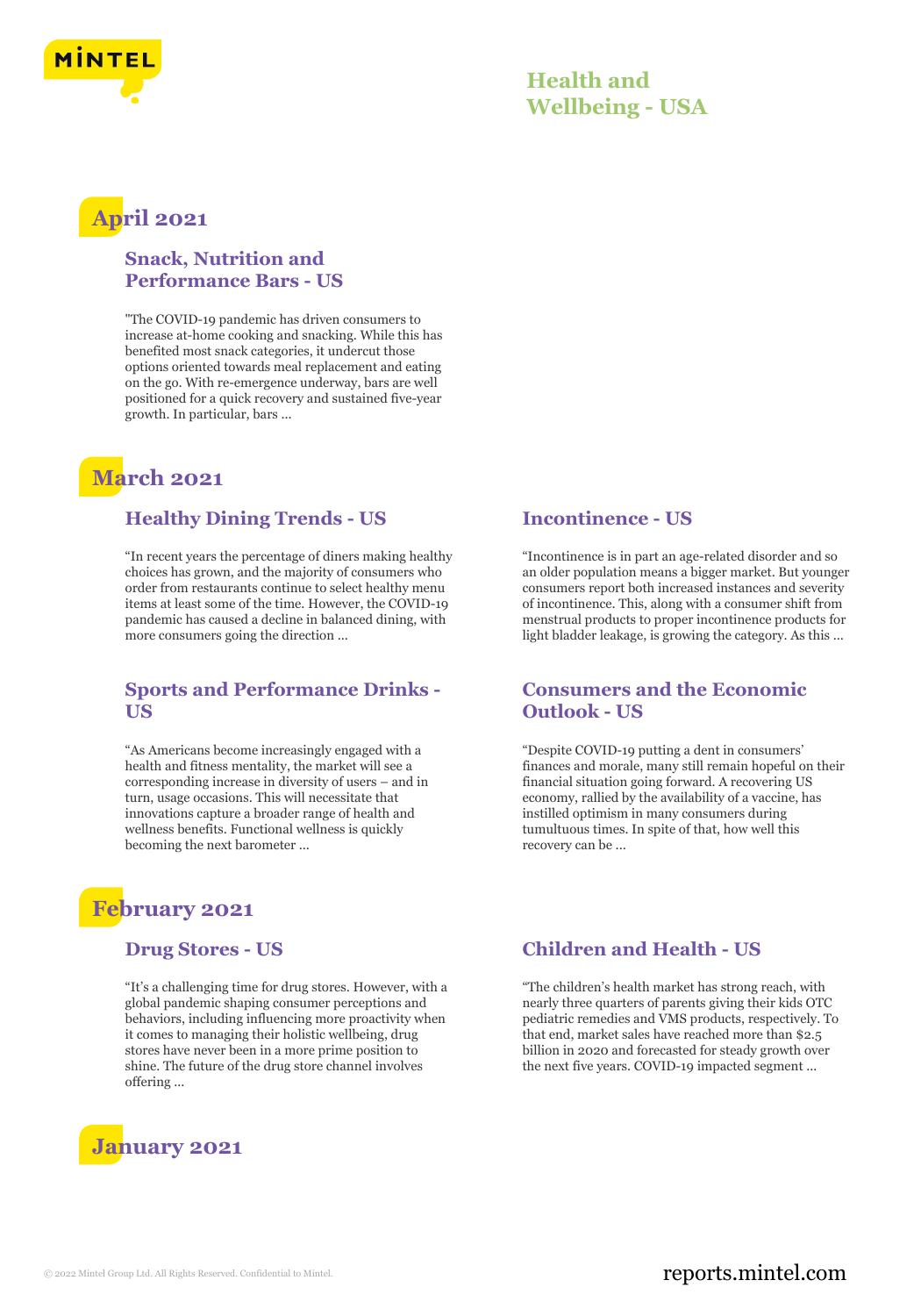# Health and Wellbeing - USA

## April 2021

### Snack, Nutrition and Performance Bars - US

"The COVID-19 pandemic has driven consumers to increase at-home cooking and snacking. While this has benefited most snack categories, it undercut those options oriented towards meal replacement and eating on the go. With re-emergence underway, bars are well positioned for a quick recovery and sustained five-year growth. In particular, bars ...

## March 2021

### Healthy Dining Trends - US

"In recent years the percentage of diners making healthy choices has grown, and the majority of consumers who order from restaurants continue to select healthy menu items at least some of the time. However, the COVID-19 pandemic has caused a decline in balanced dining, with more consumers going the direction ...

### Incontinence - US

"Incontinence is in part an age-related disorder and so an older population means a bigger market. But younger consumers report both increased instances and severity of incontinence. This, along with a consumer shift from menstrual products to proper incontinence products for light bladder leakage, is growing the category. As this ...

### Sports and Performance Drinks - US

"As Americans become increasingly engaged with a health and fitness mentality, the market will see a corresponding increase in diversity of users – and in turn, usage occasions. This will necessitate that innovations capture a broader range of health and wellness benefits. Functional wellness is quickly becoming the next barometer ...

### Consumers and the Economic Outlook - US

"Despite COVID-19 putting a dent in consumers' finances and morale, many still remain hopeful on their financial situation going forward. A recovering US economy, rallied by the availability of a vaccine, has instilled optimism in many consumers during tumultuous times. In spite of that, how well this recovery can be ...

## February 2021

### Drug Stores - US

"It's a challenging time for drug stores. However, with a global pandemic shaping consumer perceptions and behaviors, including influencing more proactivity when it comes to managing their holistic wellbeing, drug stores have never been in a more prime position to shine. The future of the drug store channel involves offering ...

### Children and Health - US

"The children's health market has strong reach, with nearly three quarters of parents giving their kids OTC pediatric remedies and VMS products, respectively. To that end, market sales have reached more than $2.5 billion in 2020 and forecasted for steady growth over the next five years. COVID-19 impacted segment ...

## January 2021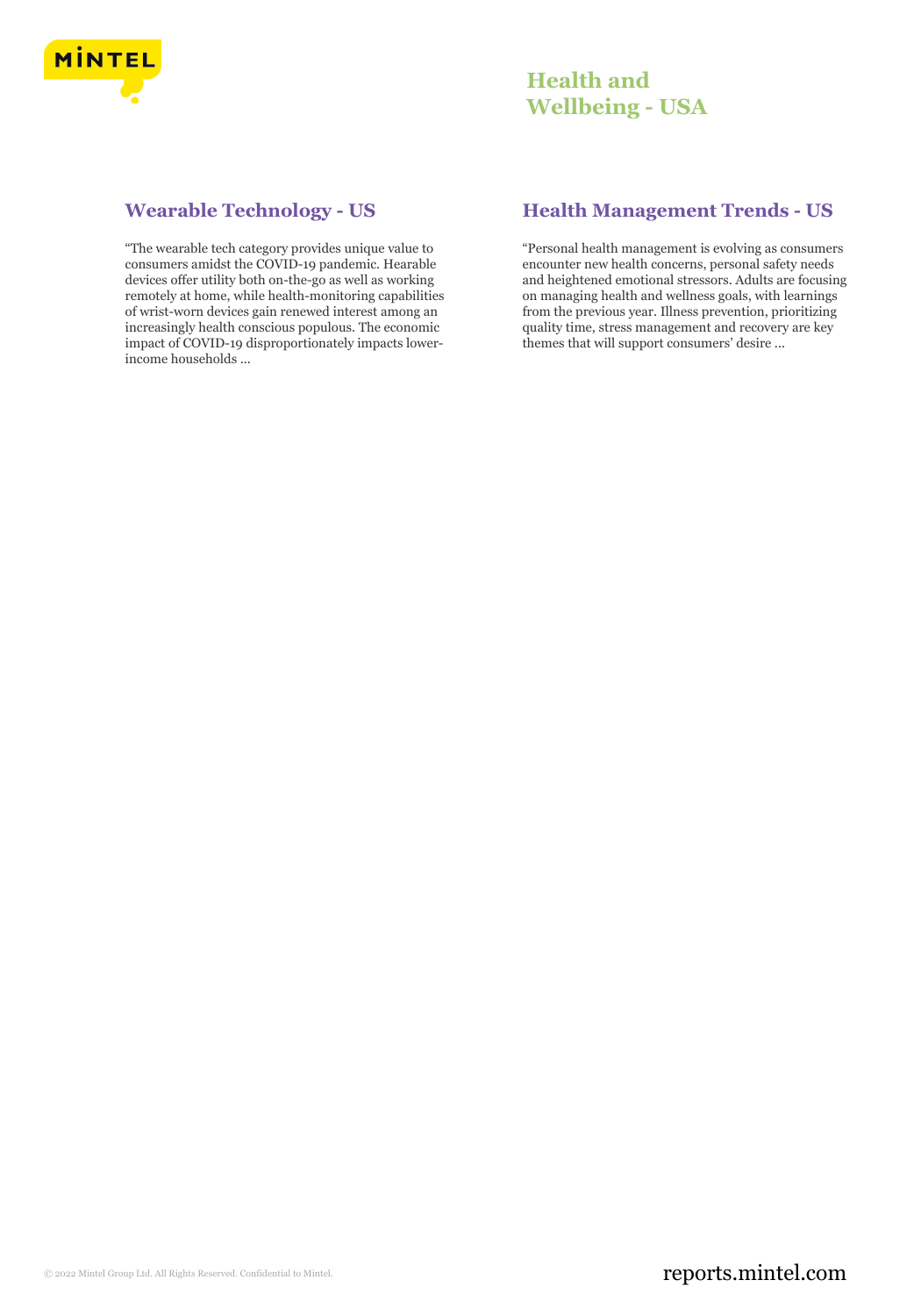## Wearable Technology - US

"The wearable tech category provides unique value to consumers amidst the COVID-19 pandemic. Hearable devices offer utility both on-the-go as well as working remotely at home, while health-monitoring capabilities of wrist-worn devices gain renewed interest among an increasingly health conscious populous. The economic impact of COVID-19 disproportionately impacts lower-income households ...

## Health Management Trends - US

"Personal health management is evolving as consumers encounter new health concerns, personal safety needs and heightened emotional stressors. Adults are focusing on managing health and wellness goals, with learnings from the previous year. Illness prevention, prioritizing quality time, stress management and recovery are key themes that will support consumers' desire ...